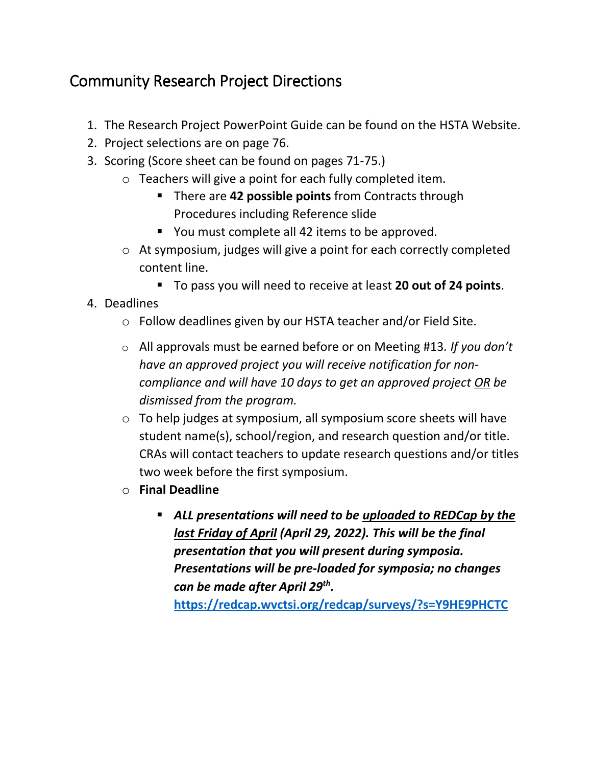# Community Research Project Directions

1. The Research Project PowerPoint Guide can be found on the HSTA Website.
2. Project selections are on page 76.
3. Scoring (Score sheet can be found on pages 71-75.)
   - Teachers will give a point for each fully completed item.
     - There are **42 possible points** from Contracts through Procedures including Reference slide
     - You must complete all 42 items to be approved.
   - At symposium, judges will give a point for each correctly completed content line.
     - To pass you will need to receive at least **20 out of 24 points**.
4. Deadlines
   - Follow deadlines given by our HSTA teacher and/or Field Site.
   - All approvals must be earned before or on Meeting #13. *If you don't have an approved project you will receive notification for non-compliance and will have 10 days to get an approved project <u>OR</u> be dismissed from the program.*
   - To help judges at symposium, all symposium score sheets will have student name(s), school/region, and research question and/or title. CRAs will contact teachers to update research questions and/or titles two week before the first symposium.
   - **Final Deadline**
     - ***ALL presentations will need to be <u>uploaded to REDCap by the last Friday of April</u> (April 29, 2022). This will be the final presentation that you will present during symposia. Presentations will be pre-loaded for symposia; no changes can be made after April 29th.***
       **https://redcap.wvctsi.org/redcap/surveys/?s=Y9HE9PHCTC**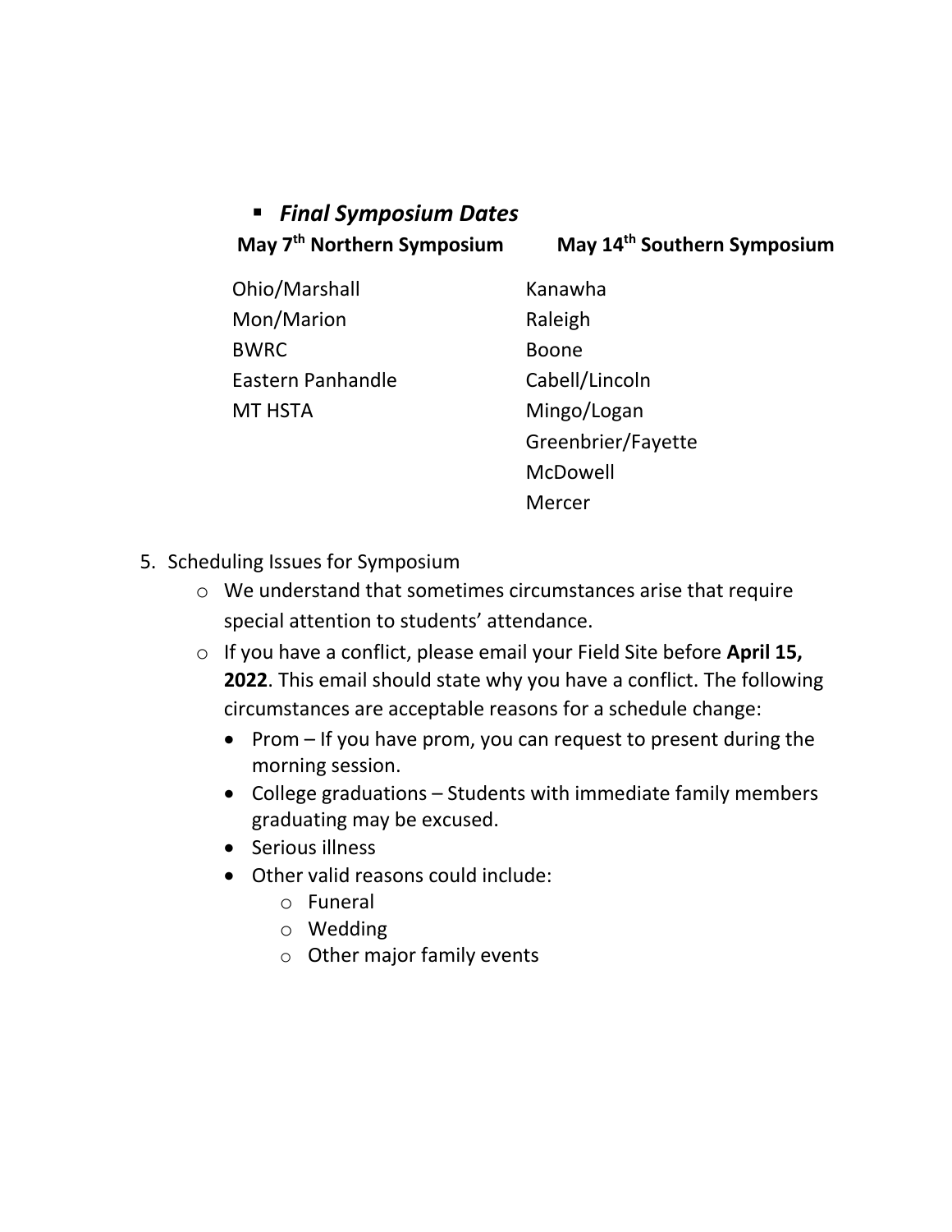- ***Final Symposium Dates***

| May 7th Northern Symposium | May 14th Southern Symposium |
| --- | --- |
| Ohio/Marshall | Kanawha |
| Mon/Marion | Raleigh |
| BWRC | Boone |
| Eastern Panhandle | Cabell/Lincoln |
| MT HSTA | Mingo/Logan |
| | Greenbrier/Fayette |
| | McDowell |
| | Mercer |

5. Scheduling Issues for Symposium
   - We understand that sometimes circumstances arise that require special attention to students' attendance.
   - If you have a conflict, please email your Field Site before **April 15, 2022**. This email should state why you have a conflict. The following circumstances are acceptable reasons for a schedule change:
     - Prom – If you have prom, you can request to present during the morning session.
     - College graduations – Students with immediate family members graduating may be excused.
     - Serious illness
     - Other valid reasons could include:
       - Funeral
       - Wedding
       - Other major family events